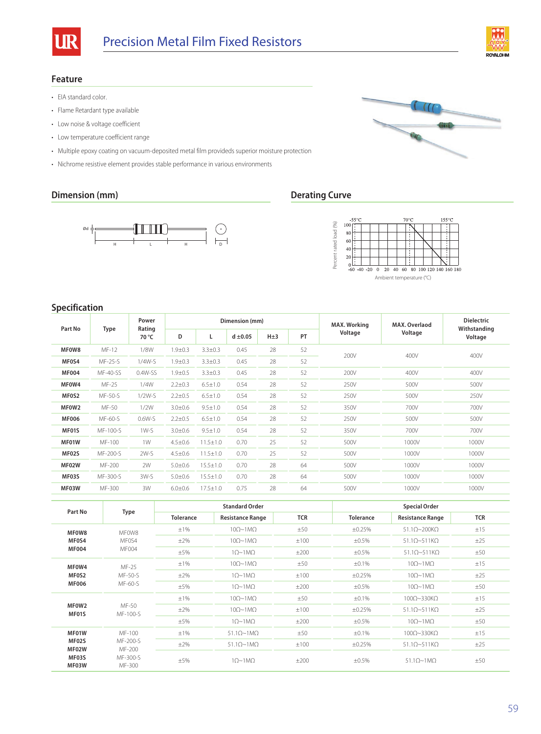# Precision Metal Film Fixed Resistors

## Feature

- EIA standard color.
- Flame Retardant type available
- Low noise & voltage coefficient
- Low temperature coefficient range
- Multiple epoxy coating on vacuum-deposited metal film provideds superior moisture protection
- Nichrome resistive element provides stable performance in various environments

## Dimension (mm)

## Derating Curve

## Specification

| Part No | Type | Power Rating 70 °C | Dimension (mm) | | | | | MAX. Working Voltage | MAX. Overlaod Voltage | Dielectric Withstanding Voltage |
|---|---|---|---|---|---|---|---|---|---|---|
| | | | D | L | d ±0.05 | H±3 | PT | | | |
| MF0W8 | MF-12 | 1/8W | 1.9±0.3 | 3.3±0.3 | 0.45 | 28 | 52 | 200V | 400V | 400V |
| MF0S4 | MF-25-S | 1/4W-S | 1.9±0.3 | 3.3±0.3 | 0.45 | 28 | 52 | | | |
| MF004 | MF-40-SS | 0.4W-SS | 1.9±0.5 | 3.3±0.3 | 0.45 | 28 | 52 | 200V | 400V | 400V |
| MF0W4 | MF-25 | 1/4W | 2.2±0.3 | 6.5±1.0 | 0.54 | 28 | 52 | 250V | 500V | 500V |
| MF0S2 | MF-50-S | 1/2W-S | 2.2±0.5 | 6.5±1.0 | 0.54 | 28 | 52 | 250V | 500V | 250V |
| MF0W2 | MF-50 | 1/2W | 3.0±0.6 | 9.5±1.0 | 0.54 | 28 | 52 | 350V | 700V | 700V |
| MF006 | MF-60-S | 0.6W-S | 2.2±0.5 | 6.5±1.0 | 0.54 | 28 | 52 | 250V | 500V | 500V |
| MF01S | MF-100-S | 1W-S | 3.0±0.6 | 9.5±1.0 | 0.54 | 28 | 52 | 350V | 700V | 700V |
| MF01W | MF-100 | 1W | 4.5±0.6 | 11.5±1.0 | 0.70 | 25 | 52 | 500V | 1000V | 1000V |
| MF02S | MF-200-S | 2W-S | 4.5±0.6 | 11.5±1.0 | 0.70 | 25 | 52 | 500V | 1000V | 1000V |
| MF02W | MF-200 | 2W | 5.0±0.6 | 15.5±1.0 | 0.70 | 28 | 64 | 500V | 1000V | 1000V |
| MF03S | MF-300-S | 3W-S | 5.0±0.6 | 15.5±1.0 | 0.70 | 28 | 64 | 500V | 1000V | 1000V |
| MF03W | MF-300 | 3W | 6.0±0.6 | 17.5±1.0 | 0.75 | 28 | 64 | 500V | 1000V | 1000V |

| Part No | Type | Standard Order | | | Special Order | | |
|---|---|---|---|---|---|---|---|
| | | Tolerance | Resistance Range | TCR | Tolerance | Resistance Range | TCR |
| MF0W8<br>MF0S4<br>MF004 | MF0W8<br>MF0S4<br>MF004 | ±1% | 10Ω~1MΩ | ±50 | ±0.25% | 51.1Ω~200KΩ | ±15 |
| | | ±2% | 10Ω~1MΩ | ±100 | ±0.5% | 51.1Ω~511KΩ | ±25 |
| | | ±5% | 1Ω~1MΩ | ±200 | ±0.5% | 51.1Ω~511KΩ | ±50 |
| MF0W4<br>MF0S2<br>MF006 | MF-25<br>MF-50-S<br>MF-60-S | ±1% | 10Ω~1MΩ | ±50 | ±0.1% | 10Ω~1MΩ | ±15 |
| | | ±2% | 1Ω~1MΩ | ±100 | ±0.25% | 10Ω~1MΩ | ±25 |
| | | ±5% | 1Ω~1MΩ | ±200 | ±0.5% | 10Ω~1MΩ | ±50 |
| MF0W2<br>MF01S | MF-50<br>MF-100-S | ±1% | 10Ω~1MΩ | ±50 | ±0.1% | 100Ω~330KΩ | ±15 |
| | | ±2% | 10Ω~1MΩ | ±100 | ±0.25% | 51.1Ω~511KΩ | ±25 |
| | | ±5% | 1Ω~1MΩ | ±200 | ±0.5% | 10Ω~1MΩ | ±50 |
| MF01W<br>MF02S<br>MF02W<br>MF03S<br>MF03W | MF-100<br>MF-200-S<br>MF-200<br>MF-300-S<br>MF-300 | ±1% | 51.1Ω~1MΩ | ±50 | ±0.1% | 100Ω~330KΩ | ±15 |
| | | ±2% | 51.1Ω~1MΩ | ±100 | ±0.25% | 51.1Ω~511KΩ | ±25 |
| | | ±5% | 1Ω~1MΩ | ±200 | ±0.5% | 51.1Ω~1MΩ | ±50 |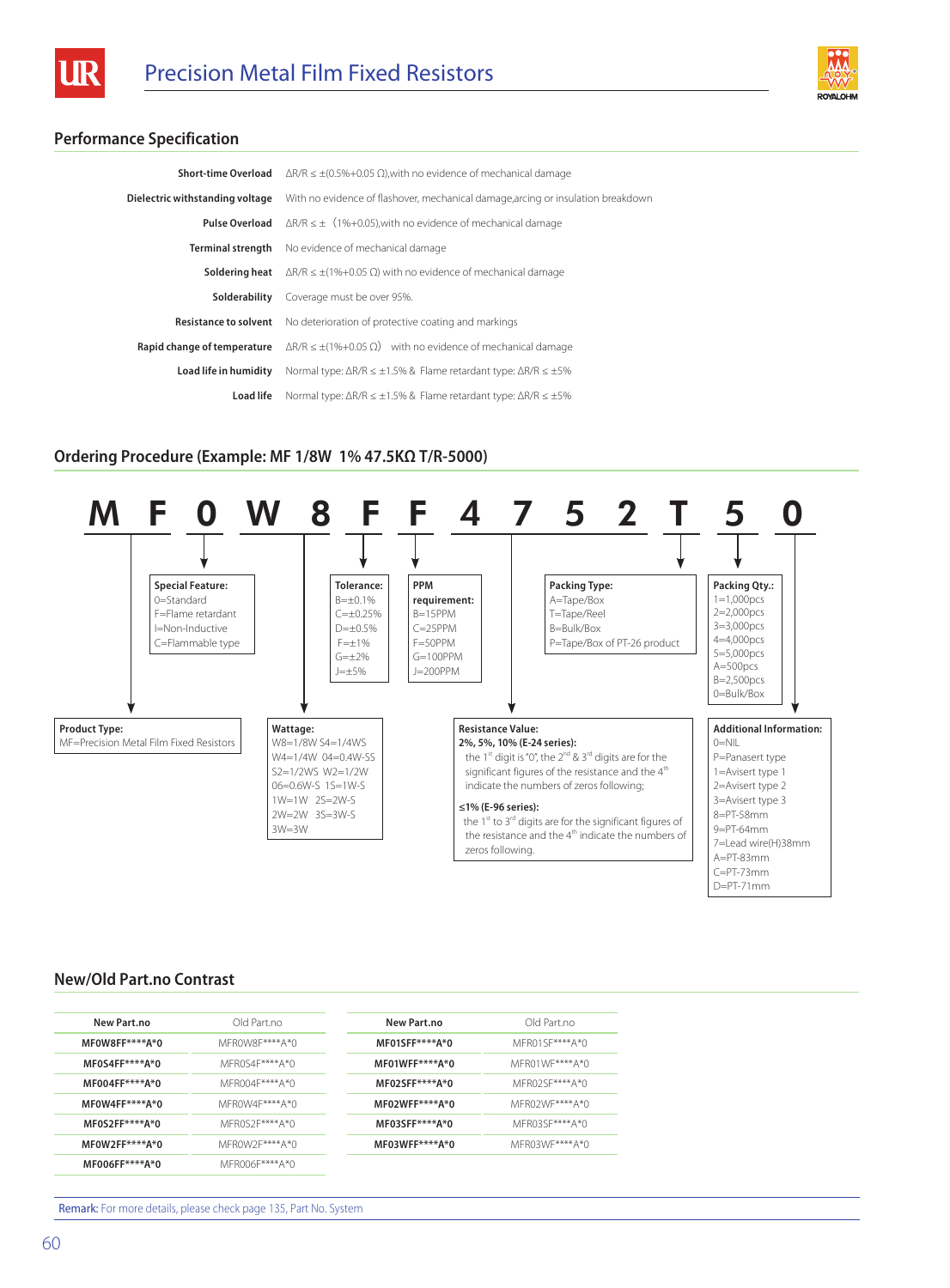# Precision Metal Film Fixed Resistors

## Performance Specification

| | |
|---|---|
| **Short-time Overload** | ΔR/R ≤ ±(0.5%+0.05 Ω),with no evidence of mechanical damage |
| **Dielectric withstanding voltage** | With no evidence of flashover, mechanical damage,arcing or insulation breakdown |
| **Pulse Overload** | ΔR/R ≤ ± (1%+0.05),with no evidence of mechanical damage |
| **Terminal strength** | No evidence of mechanical damage |
| **Soldering heat** | ΔR/R ≤ ±(1%+0.05 Ω) with no evidence of mechanical damage |
| **Solderability** | Coverage must be over 95%. |
| **Resistance to solvent** | No deterioration of protective coating and markings |
| **Rapid change of temperature** | ΔR/R ≤ ±(1%+0.05 Ω) with no evidence of mechanical damage |
| **Load life in humidity** | Normal type: ΔR/R ≤ ±1.5% & Flame retardant type: ΔR/R ≤ ±5% |
| **Load life** | Normal type: ΔR/R ≤ ±1.5% & Flame retardant type: ΔR/R ≤ ±5% |

## Ordering Procedure (Example: MF 1/8W 1% 47.5KΩ T/R-5000)

**M F 0 W 8 F F 4 7 5 2 T 5 0**

**Product Type:**
MF=Precision Metal Film Fixed Resistors

**Special Feature:**
0=Standard
F=Flame retardant
I=Non-Inductive
C=Flammable type

**Wattage:**
W8=1/8W S4=1/4WS
W4=1/4W 04=0.4W-SS
S2=1/2WS W2=1/2W
06=0.6W-S 1S=1W-S
1W=1W 2S=2W-S
2W=2W 3S=3W-S
3W=3W

**Tolerance:**
B=±0.1%
C=±0.25%
D=±0.5%
F=±1%
G=±2%
J=±5%

**PPM requirement:**
B=15PPM
C=25PPM
F=50PPM
G=100PPM
J=200PPM

**Resistance Value:**
**2%, 5%, 10% (E-24 series):**
the 1st digit is "0", the 2nd & 3rd digits are for the significant figures of the resistance and the 4th indicate the numbers of zeros following;

**≤1% (E-96 series):**
the 1st to 3rd digits are for the significant figures of the resistance and the 4th indicate the numbers of zeros following.

**Packing Type:**
A=Tape/Box
T=Tape/Reel
B=Bulk/Box
P=Tape/Box of PT-26 product

**Packing Qty.:**
1=1,000pcs
2=2,000pcs
3=3,000pcs
4=4,000pcs
5=5,000pcs
A=500pcs
B=2,500pcs
0=Bulk/Box

**Additional Information:**
0=NIL
P=Panasert type
1=Avisert type 1
2=Avisert type 2
3=Avisert type 3
8=PT-58mm
9=PT-64mm
7=Lead wire(H)38mm
A=PT-83mm
C=PT-73mm
D=PT-71mm

## New/Old Part.no Contrast

| New Part.no | Old Part.no |
|---|---|
| **MF0W8FF\*\*\*\*A\*0** | MFR0W8F\*\*\*\*A\*0 |
| **MF0S4FF\*\*\*\*A\*0** | MFR0S4F\*\*\*\*A\*0 |
| **MF004FF\*\*\*\*A\*0** | MFR004F\*\*\*\*A\*0 |
| **MF0W4FF\*\*\*\*A\*0** | MFR0W4F\*\*\*\*A\*0 |
| **MF0S2FF\*\*\*\*A\*0** | MFR0S2F\*\*\*\*A\*0 |
| **MF0W2FF\*\*\*\*A\*0** | MFR0W2F\*\*\*\*A\*0 |
| **MF006FF\*\*\*\*A\*0** | MFR006F\*\*\*\*A\*0 |

| New Part.no | Old Part.no |
|---|---|
| **MF01SFF\*\*\*\*A\*0** | MFR01SF\*\*\*\*A\*0 |
| **MF01WFF\*\*\*\*A\*0** | MFR01WF\*\*\*\*A\*0 |
| **MF02SFF\*\*\*\*A\*0** | MFR02SF\*\*\*\*A\*0 |
| **MF02WFF\*\*\*\*A\*0** | MFR02WF\*\*\*\*A\*0 |
| **MF03SFF\*\*\*\*A\*0** | MFR03SF\*\*\*\*A\*0 |
| **MF03WFF\*\*\*\*A\*0** | MFR03WF\*\*\*\*A\*0 |

**Remark:** For more details, please check page 135, Part No. System